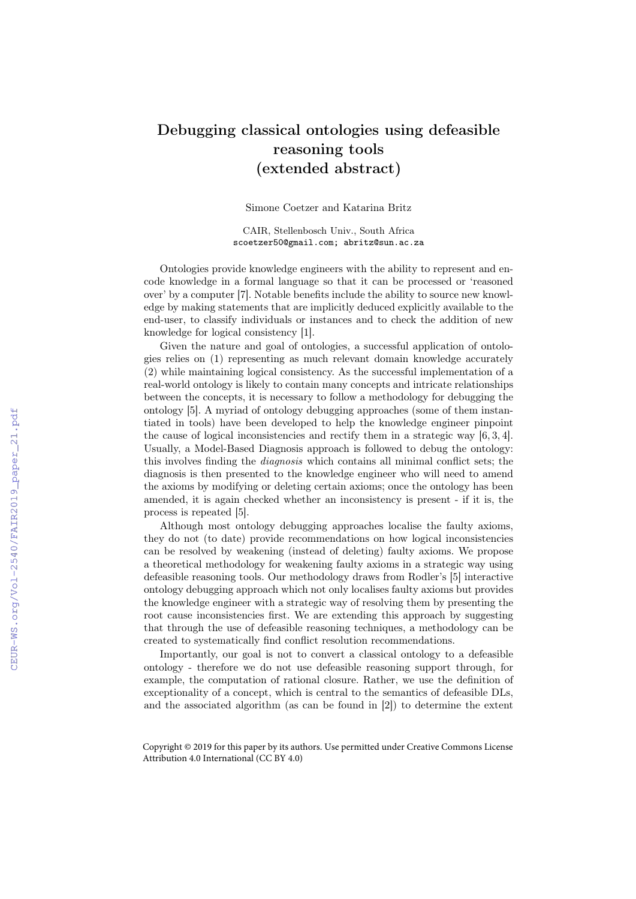# Debugging classical ontologies using defeasible reasoning tools (extended abstract)

Simone Coetzer and Katarina Britz

CAIR, Stellenbosch Univ., South Africa
scoetzer50@gmail.com; abritz@sun.ac.za

Ontologies provide knowledge engineers with the ability to represent and encode knowledge in a formal language so that it can be processed or 'reasoned over' by a computer [7]. Notable benefits include the ability to source new knowledge by making statements that are implicitly deduced explicitly available to the end-user, to classify individuals or instances and to check the addition of new knowledge for logical consistency [1].

Given the nature and goal of ontologies, a successful application of ontologies relies on (1) representing as much relevant domain knowledge accurately (2) while maintaining logical consistency. As the successful implementation of a real-world ontology is likely to contain many concepts and intricate relationships between the concepts, it is necessary to follow a methodology for debugging the ontology [5]. A myriad of ontology debugging approaches (some of them instantiated in tools) have been developed to help the knowledge engineer pinpoint the cause of logical inconsistencies and rectify them in a strategic way [6, 3, 4]. Usually, a Model-Based Diagnosis approach is followed to debug the ontology: this involves finding the *diagnosis* which contains all minimal conflict sets; the diagnosis is then presented to the knowledge engineer who will need to amend the axioms by modifying or deleting certain axioms; once the ontology has been amended, it is again checked whether an inconsistency is present - if it is, the process is repeated [5].

Although most ontology debugging approaches localise the faulty axioms, they do not (to date) provide recommendations on how logical inconsistencies can be resolved by weakening (instead of deleting) faulty axioms. We propose a theoretical methodology for weakening faulty axioms in a strategic way using defeasible reasoning tools. Our methodology draws from Rodler's [5] interactive ontology debugging approach which not only localises faulty axioms but provides the knowledge engineer with a strategic way of resolving them by presenting the root cause inconsistencies first. We are extending this approach by suggesting that through the use of defeasible reasoning techniques, a methodology can be created to systematically find conflict resolution recommendations.

Importantly, our goal is not to convert a classical ontology to a defeasible ontology - therefore we do not use defeasible reasoning support through, for example, the computation of rational closure. Rather, we use the definition of exceptionality of a concept, which is central to the semantics of defeasible DLs, and the associated algorithm (as can be found in [2]) to determine the extent

Copyright © 2019 for this paper by its authors. Use permitted under Creative Commons License Attribution 4.0 International (CC BY 4.0)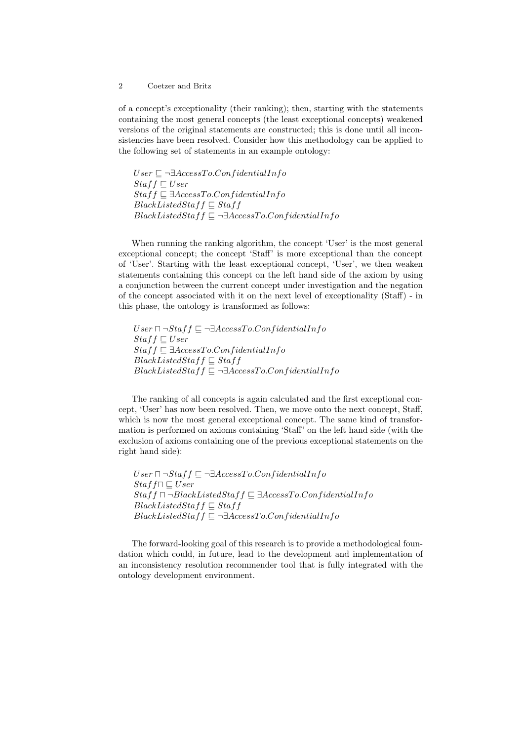of a concept's exceptionality (their ranking); then, starting with the statements containing the most general concepts (the least exceptional concepts) weakened versions of the original statements are constructed; this is done until all inconsistencies have been resolved. Consider how this methodology can be applied to the following set of statements in an example ontology:

$User \sqsubseteq \neg\exists AccessTo.ConfidentialInfo$
$Staff \sqsubseteq User$
$Staff \sqsubseteq \exists AccessTo.ConfidentialInfo$
$BlackListedStaff \sqsubseteq Staff$
$BlackListedStaff \sqsubseteq \neg\exists AccessTo.ConfidentialInfo$

When running the ranking algorithm, the concept 'User' is the most general exceptional concept; the concept 'Staff' is more exceptional than the concept of 'User'. Starting with the least exceptional concept, 'User', we then weaken statements containing this concept on the left hand side of the axiom by using a conjunction between the current concept under investigation and the negation of the concept associated with it on the next level of exceptionality (Staff) - in this phase, the ontology is transformed as follows:

$User \sqcap \neg Staff \sqsubseteq \neg\exists AccessTo.ConfidentialInfo$
$Staff \sqsubseteq User$
$Staff \sqsubseteq \exists AccessTo.ConfidentialInfo$
$BlackListedStaff \sqsubseteq Staff$
$BlackListedStaff \sqsubseteq \neg\exists AccessTo.ConfidentialInfo$

The ranking of all concepts is again calculated and the first exceptional concept, 'User' has now been resolved. Then, we move onto the next concept, Staff, which is now the most general exceptional concept. The same kind of transformation is performed on axioms containing 'Staff' on the left hand side (with the exclusion of axioms containing one of the previous exceptional statements on the right hand side):

$User \sqcap \neg Staff \sqsubseteq \neg\exists AccessTo.ConfidentialInfo$
$Staff \sqcap \sqsubseteq User$
$Staff \sqcap \neg BlackListedStaff \sqsubseteq \exists AccessTo.ConfidentialInfo$
$BlackListedStaff \sqsubseteq Staff$
$BlackListedStaff \sqsubseteq \neg\exists AccessTo.ConfidentialInfo$

The forward-looking goal of this research is to provide a methodological foundation which could, in future, lead to the development and implementation of an inconsistency resolution recommender tool that is fully integrated with the ontology development environment.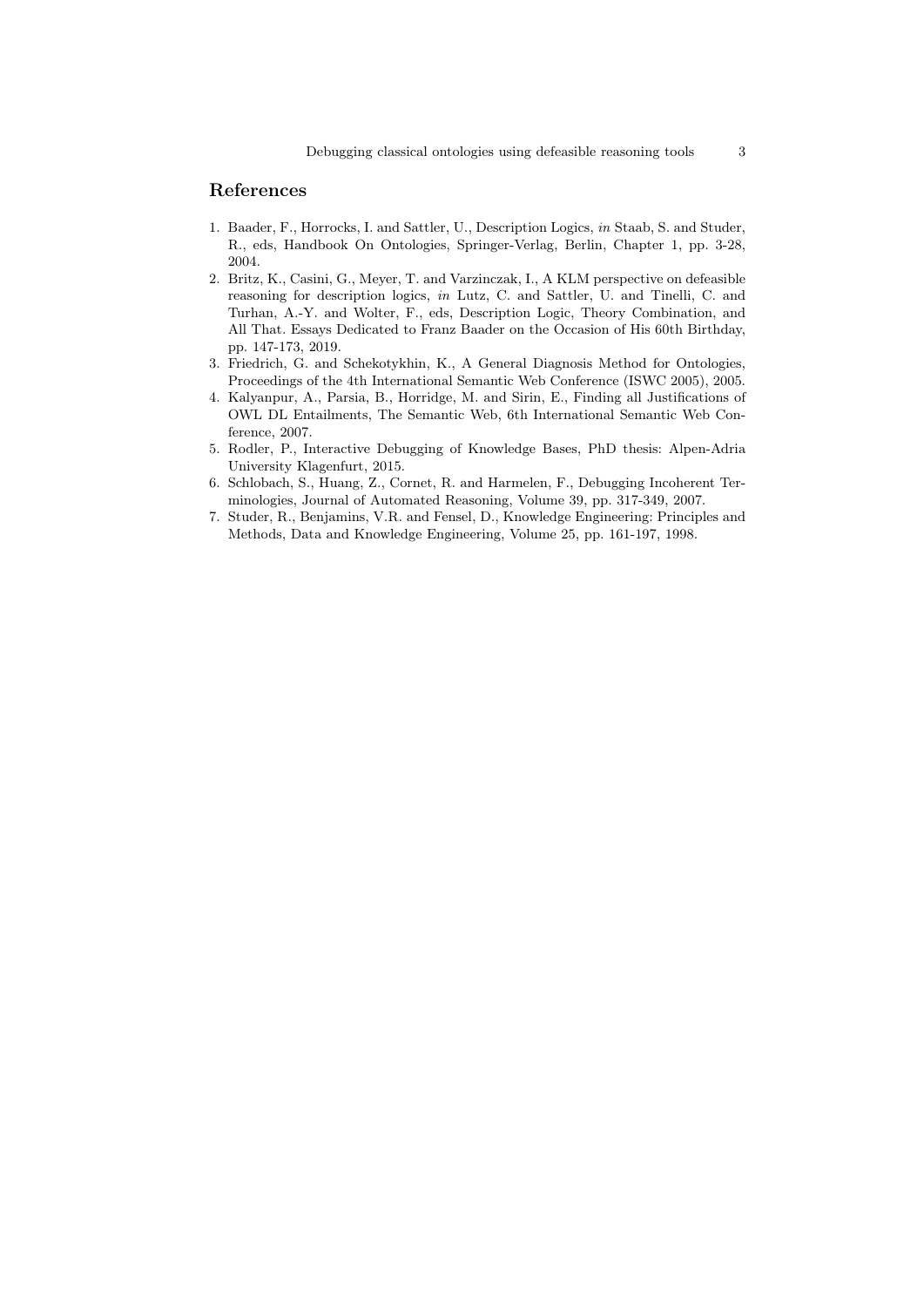## References

1. Baader, F., Horrocks, I. and Sattler, U., Description Logics, *in* Staab, S. and Studer, R., eds, Handbook On Ontologies, Springer-Verlag, Berlin, Chapter 1, pp. 3-28, 2004.
2. Britz, K., Casini, G., Meyer, T. and Varzinczak, I., A KLM perspective on defeasible reasoning for description logics, *in* Lutz, C. and Sattler, U. and Tinelli, C. and Turhan, A.-Y. and Wolter, F., eds, Description Logic, Theory Combination, and All That. Essays Dedicated to Franz Baader on the Occasion of His 60th Birthday, pp. 147-173, 2019.
3. Friedrich, G. and Schekotykhin, K., A General Diagnosis Method for Ontologies, Proceedings of the 4th International Semantic Web Conference (ISWC 2005), 2005.
4. Kalyanpur, A., Parsia, B., Horridge, M. and Sirin, E., Finding all Justifications of OWL DL Entailments, The Semantic Web, 6th International Semantic Web Conference, 2007.
5. Rodler, P., Interactive Debugging of Knowledge Bases, PhD thesis: Alpen-Adria University Klagenfurt, 2015.
6. Schlobach, S., Huang, Z., Cornet, R. and Harmelen, F., Debugging Incoherent Terminologies, Journal of Automated Reasoning, Volume 39, pp. 317-349, 2007.
7. Studer, R., Benjamins, V.R. and Fensel, D., Knowledge Engineering: Principles and Methods, Data and Knowledge Engineering, Volume 25, pp. 161-197, 1998.